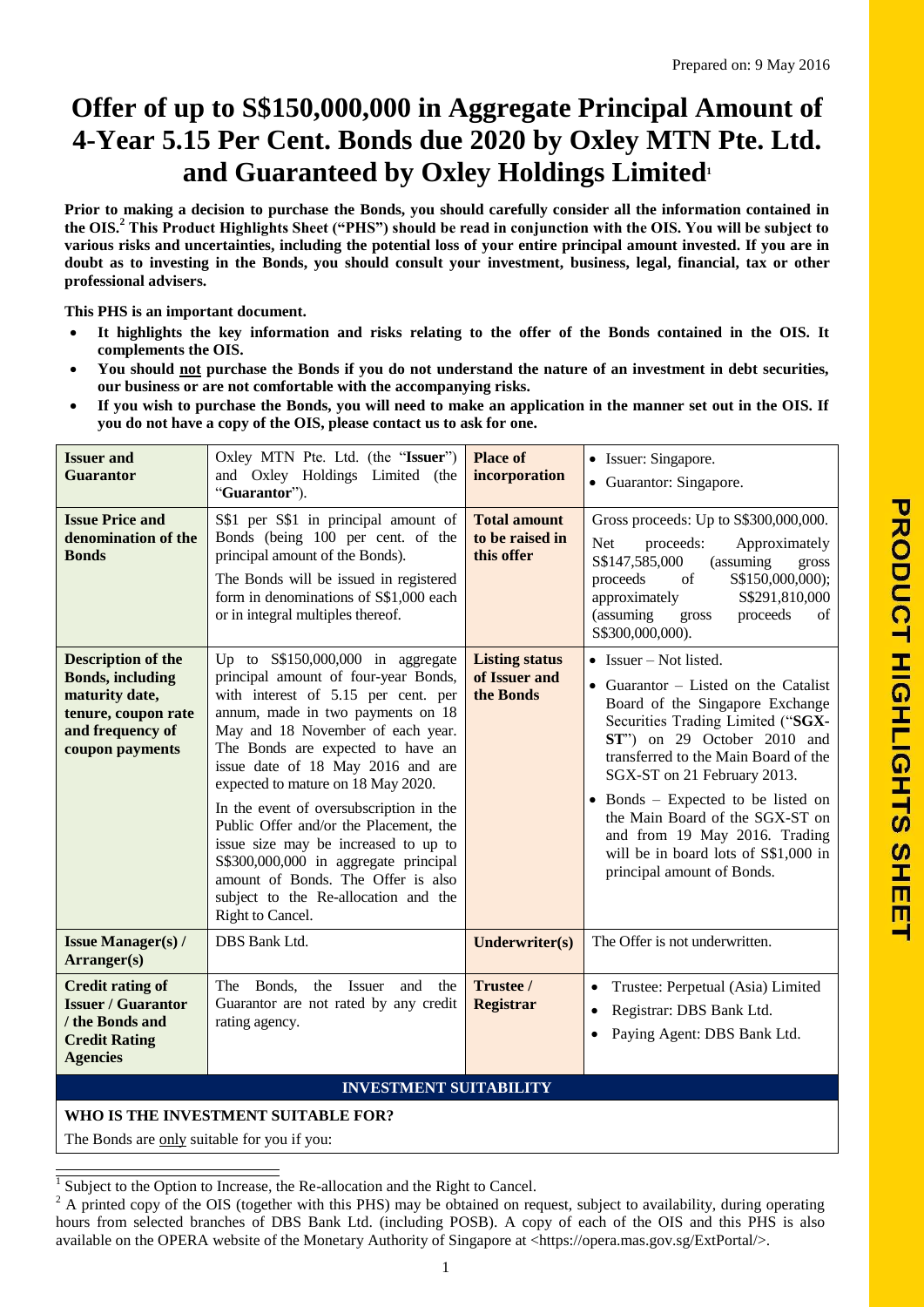Prepared on: 9 May 2016

# Offer of up to S$150,000,000 in Aggregate Principal Amount of 4-Year 5.15 Per Cent. Bonds due 2020 by Oxley MTN Pte. Ltd. and Guaranteed by Oxley Holdings Limited[1]

**Prior to making a decision to purchase the Bonds, you should carefully consider all the information contained in the OIS.[2] This Product Highlights Sheet ("PHS") should be read in conjunction with the OIS. You will be subject to various risks and uncertainties, including the potential loss of your entire principal amount invested. If you are in doubt as to investing in the Bonds, you should consult your investment, business, legal, financial, tax or other professional advisers.**

**This PHS is an important document.**

- **It highlights the key information and risks relating to the offer of the Bonds contained in the OIS. It complements the OIS.**
- **You should not purchase the Bonds if you do not understand the nature of an investment in debt securities, our business or are not comfortable with the accompanying risks.**
- **If you wish to purchase the Bonds, you will need to make an application in the manner set out in the OIS. If you do not have a copy of the OIS, please contact us to ask for one.**

| | | | |
|---|---|---|---|
| **Issuer and Guarantor** | Oxley MTN Pte. Ltd. (the "**Issuer**") and Oxley Holdings Limited (the "**Guarantor**"). | **Place of incorporation** | • Issuer: Singapore.<br>• Guarantor: Singapore. |
| **Issue Price and denomination of the Bonds** | S$1 per S$1 in principal amount of Bonds (being 100 per cent. of the principal amount of the Bonds).<br>The Bonds will be issued in registered form in denominations of S$1,000 each or in integral multiples thereof. | **Total amount to be raised in this offer** | Gross proceeds: Up to S$300,000,000.<br>Net proceeds: Approximately S$147,585,000 (assuming gross proceeds of S$150,000,000); approximately S$291,810,000 (assuming gross proceeds of S$300,000,000). |
| **Description of the Bonds, including maturity date, tenure, coupon rate and frequency of coupon payments** | Up to S$150,000,000 in aggregate principal amount of four-year Bonds, with interest of 5.15 per cent. per annum, made in two payments on 18 May and 18 November of each year. The Bonds are expected to have an issue date of 18 May 2016 and are expected to mature on 18 May 2020.<br>In the event of oversubscription in the Public Offer and/or the Placement, the issue size may be increased to up to S$300,000,000 in aggregate principal amount of Bonds. The Offer is also subject to the Re-allocation and the Right to Cancel. | **Listing status of Issuer and the Bonds** | • Issuer – Not listed.<br>• Guarantor – Listed on the Catalist Board of the Singapore Exchange Securities Trading Limited ("**SGX-ST**") on 29 October 2010 and transferred to the Main Board of the SGX-ST on 21 February 2013.<br>• Bonds – Expected to be listed on the Main Board of the SGX-ST on and from 19 May 2016. Trading will be in board lots of S$1,000 in principal amount of Bonds. |
| **Issue Manager(s) / Arranger(s)** | DBS Bank Ltd. | **Underwriter(s)** | The Offer is not underwritten. |
| **Credit rating of Issuer / Guarantor / the Bonds and Credit Rating Agencies** | The Bonds, the Issuer and the Guarantor are not rated by any credit rating agency. | **Trustee / Registrar** | • Trustee: Perpetual (Asia) Limited<br>• Registrar: DBS Bank Ltd.<br>• Paying Agent: DBS Bank Ltd. |

## INVESTMENT SUITABILITY

### WHO IS THE INVESTMENT SUITABLE FOR?

The Bonds are only suitable for you if you:

[1] Subject to the Option to Increase, the Re-allocation and the Right to Cancel.

[2] A printed copy of the OIS (together with this PHS) may be obtained on request, subject to availability, during operating hours from selected branches of DBS Bank Ltd. (including POSB). A copy of each of the OIS and this PHS is also available on the OPERA website of the Monetary Authority of Singapore at <https://opera.mas.gov.sg/ExtPortal/>.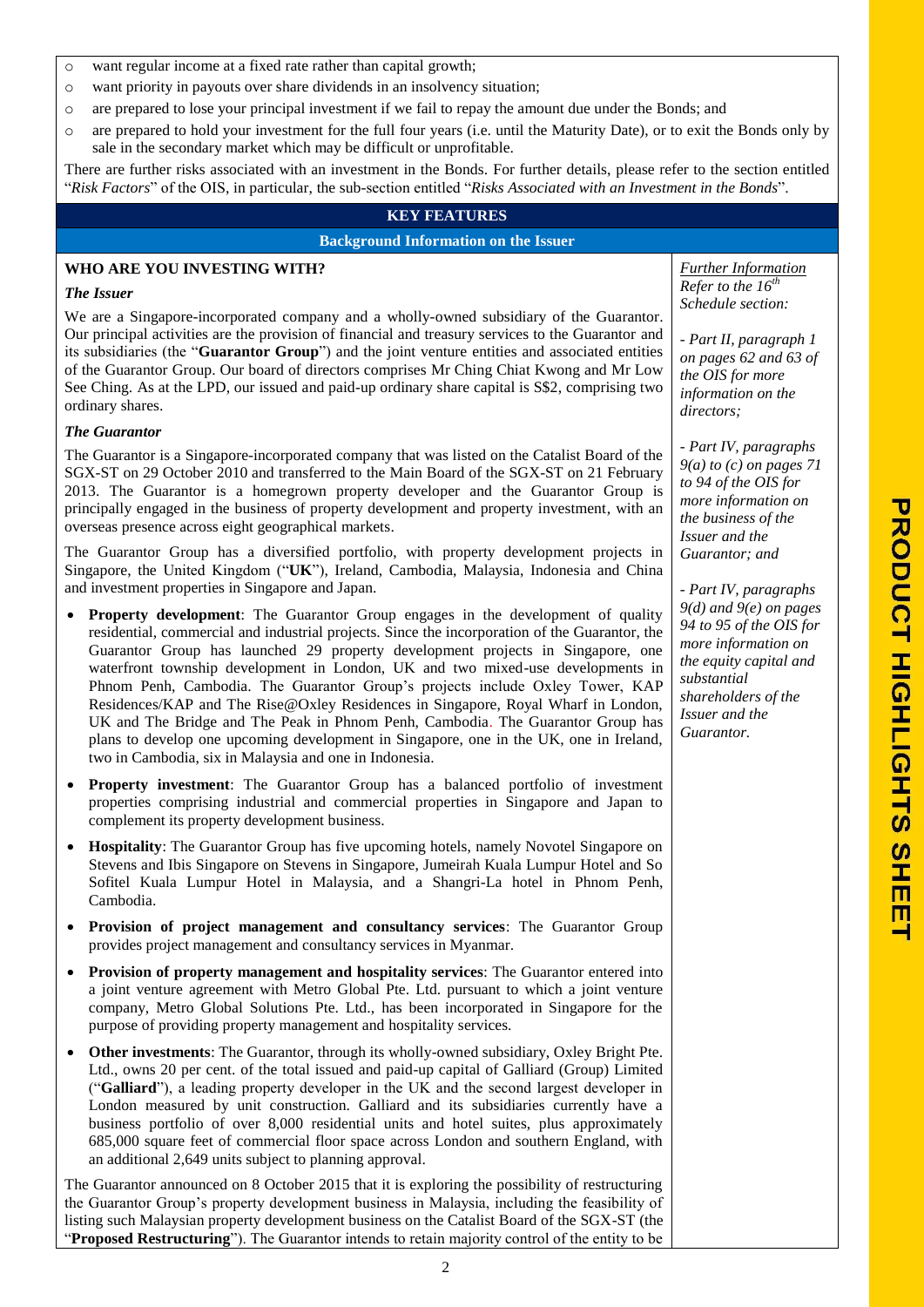- want regular income at a fixed rate rather than capital growth;
- want priority in payouts over share dividends in an insolvency situation;
- are prepared to lose your principal investment if we fail to repay the amount due under the Bonds; and
- are prepared to hold your investment for the full four years (i.e. until the Maturity Date), or to exit the Bonds only by sale in the secondary market which may be difficult or unprofitable.

There are further risks associated with an investment in the Bonds. For further details, please refer to the section entitled "*Risk Factors*" of the OIS, in particular, the sub-section entitled "*Risks Associated with an Investment in the Bonds*".

## KEY FEATURES

### Background Information on the Issuer

**WHO ARE YOU INVESTING WITH?**

***The Issuer***

We are a Singapore-incorporated company and a wholly-owned subsidiary of the Guarantor. Our principal activities are the provision of financial and treasury services to the Guarantor and its subsidiaries (the "**Guarantor Group**") and the joint venture entities and associated entities of the Guarantor Group. Our board of directors comprises Mr Ching Chiat Kwong and Mr Low See Ching. As at the LPD, our issued and paid-up ordinary share capital is S$2, comprising two ordinary shares.

***The Guarantor***

The Guarantor is a Singapore-incorporated company that was listed on the Catalist Board of the SGX-ST on 29 October 2010 and transferred to the Main Board of the SGX-ST on 21 February 2013. The Guarantor is a homegrown property developer and the Guarantor Group is principally engaged in the business of property development and property investment, with an overseas presence across eight geographical markets.

The Guarantor Group has a diversified portfolio, with property development projects in Singapore, the United Kingdom ("**UK**"), Ireland, Cambodia, Malaysia, Indonesia and China and investment properties in Singapore and Japan.

- **Property development**: The Guarantor Group engages in the development of quality residential, commercial and industrial projects. Since the incorporation of the Guarantor, the Guarantor Group has launched 29 property development projects in Singapore, one waterfront township development in London, UK and two mixed-use developments in Phnom Penh, Cambodia. The Guarantor Group's projects include Oxley Tower, KAP Residences/KAP and The Rise@Oxley Residences in Singapore, Royal Wharf in London, UK and The Bridge and The Peak in Phnom Penh, Cambodia. The Guarantor Group has plans to develop one upcoming development in Singapore, one in the UK, one in Ireland, two in Cambodia, six in Malaysia and one in Indonesia.
- **Property investment**: The Guarantor Group has a balanced portfolio of investment properties comprising industrial and commercial properties in Singapore and Japan to complement its property development business.
- **Hospitality**: The Guarantor Group has five upcoming hotels, namely Novotel Singapore on Stevens and Ibis Singapore on Stevens in Singapore, Jumeirah Kuala Lumpur Hotel and So Sofitel Kuala Lumpur Hotel in Malaysia, and a Shangri-La hotel in Phnom Penh, Cambodia.
- **Provision of project management and consultancy services**: The Guarantor Group provides project management and consultancy services in Myanmar.
- **Provision of property management and hospitality services**: The Guarantor entered into a joint venture agreement with Metro Global Pte. Ltd. pursuant to which a joint venture company, Metro Global Solutions Pte. Ltd., has been incorporated in Singapore for the purpose of providing property management and hospitality services.
- **Other investments**: The Guarantor, through its wholly-owned subsidiary, Oxley Bright Pte. Ltd., owns 20 per cent. of the total issued and paid-up capital of Galliard (Group) Limited ("**Galliard**"), a leading property developer in the UK and the second largest developer in London measured by unit construction. Galliard and its subsidiaries currently have a business portfolio of over 8,000 residential units and hotel suites, plus approximately 685,000 square feet of commercial floor space across London and southern England, with an additional 2,649 units subject to planning approval.

The Guarantor announced on 8 October 2015 that it is exploring the possibility of restructuring the Guarantor Group's property development business in Malaysia, including the feasibility of listing such Malaysian property development business on the Catalist Board of the SGX-ST (the "**Proposed Restructuring**"). The Guarantor intends to retain majority control of the entity to be

*Further Information*
*Refer to the 16th Schedule section:*

*- Part II, paragraph 1 on pages 62 and 63 of the OIS for more information on the directors;*

*- Part IV, paragraphs 9(a) to (c) on pages 71 to 94 of the OIS for more information on the business of the Issuer and the Guarantor; and*

*- Part IV, paragraphs 9(d) and 9(e) on pages 94 to 95 of the OIS for more information on the equity capital and substantial shareholders of the Issuer and the Guarantor.*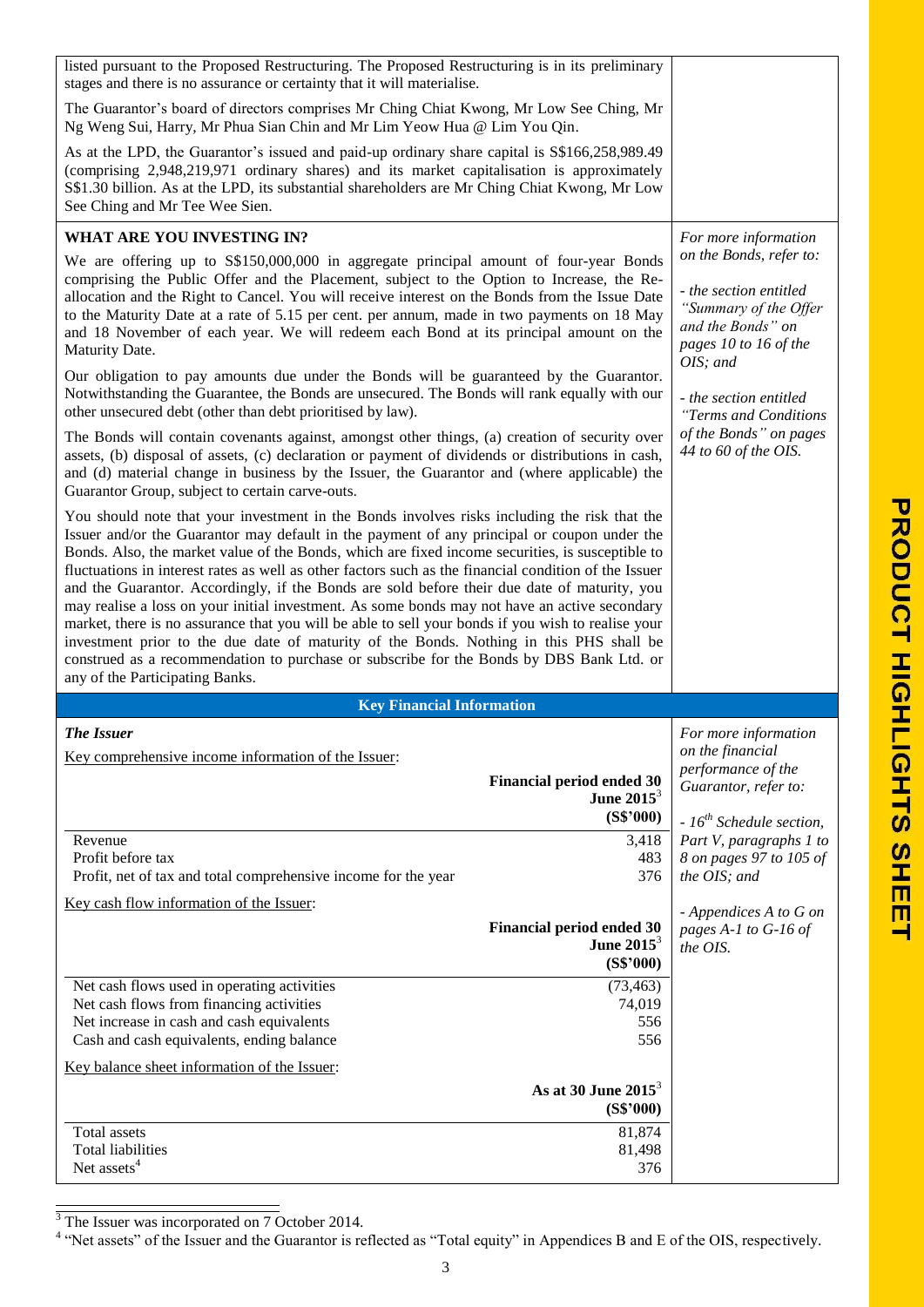listed pursuant to the Proposed Restructuring. The Proposed Restructuring is in its preliminary stages and there is no assurance or certainty that it will materialise.

The Guarantor's board of directors comprises Mr Ching Chiat Kwong, Mr Low See Ching, Mr Ng Weng Sui, Harry, Mr Phua Sian Chin and Mr Lim Yeow Hua @ Lim You Qin.

As at the LPD, the Guarantor's issued and paid-up ordinary share capital is S$166,258,989.49 (comprising 2,948,219,971 ordinary shares) and its market capitalisation is approximately S$1.30 billion. As at the LPD, its substantial shareholders are Mr Ching Chiat Kwong, Mr Low See Ching and Mr Tee Wee Sien.

**WHAT ARE YOU INVESTING IN?**

*For more information on the Bonds, refer to:*

*- the section entitled "Summary of the Offer and the Bonds" on pages 10 to 16 of the OIS; and*

*- the section entitled "Terms and Conditions of the Bonds" on pages 44 to 60 of the OIS.*

We are offering up to S$150,000,000 in aggregate principal amount of four-year Bonds comprising the Public Offer and the Placement, subject to the Option to Increase, the Re-allocation and the Right to Cancel. You will receive interest on the Bonds from the Issue Date to the Maturity Date at a rate of 5.15 per cent. per annum, made in two payments on 18 May and 18 November of each year. We will redeem each Bond at its principal amount on the Maturity Date.

Our obligation to pay amounts due under the Bonds will be guaranteed by the Guarantor. Notwithstanding the Guarantee, the Bonds are unsecured. The Bonds will rank equally with our other unsecured debt (other than debt prioritised by law).

The Bonds will contain covenants against, amongst other things, (a) creation of security over assets, (b) disposal of assets, (c) declaration or payment of dividends or distributions in cash, and (d) material change in business by the Issuer, the Guarantor and (where applicable) the Guarantor Group, subject to certain carve-outs.

You should note that your investment in the Bonds involves risks including the risk that the Issuer and/or the Guarantor may default in the payment of any principal or coupon under the Bonds. Also, the market value of the Bonds, which are fixed income securities, is susceptible to fluctuations in interest rates as well as other factors such as the financial condition of the Issuer and the Guarantor. Accordingly, if the Bonds are sold before their due date of maturity, you may realise a loss on your initial investment. As some bonds may not have an active secondary market, there is no assurance that you will be able to sell your bonds if you wish to realise your investment prior to the due date of maturity of the Bonds. Nothing in this PHS shall be construed as a recommendation to purchase or subscribe for the Bonds by DBS Bank Ltd. or any of the Participating Banks.

## Key Financial Information

***The Issuer***

*For more information on the financial performance of the Guarantor, refer to:*

*- 16th Schedule section, Part V, paragraphs 1 to 8 on pages 97 to 105 of the OIS; and*

*- Appendices A to G on pages A-1 to G-16 of the OIS.*

Key comprehensive income information of the Issuer:

| | Financial period ended 30 June 2015[3] (S$'000) |
|---|---|
| Revenue | 3,418 |
| Profit before tax | 483 |
| Profit, net of tax and total comprehensive income for the year | 376 |

Key cash flow information of the Issuer:

| | Financial period ended 30 June 2015[3] (S$'000) |
|---|---|
| Net cash flows used in operating activities | (73,463) |
| Net cash flows from financing activities | 74,019 |
| Net increase in cash and cash equivalents | 556 |
| Cash and cash equivalents, ending balance | 556 |

Key balance sheet information of the Issuer:

| | As at 30 June 2015[3] (S$'000) |
|---|---|
| Total assets | 81,874 |
| Total liabilities | 81,498 |
| Net assets[4] | 376 |

[3] The Issuer was incorporated on 7 October 2014.

[4] "Net assets" of the Issuer and the Guarantor is reflected as "Total equity" in Appendices B and E of the OIS, respectively.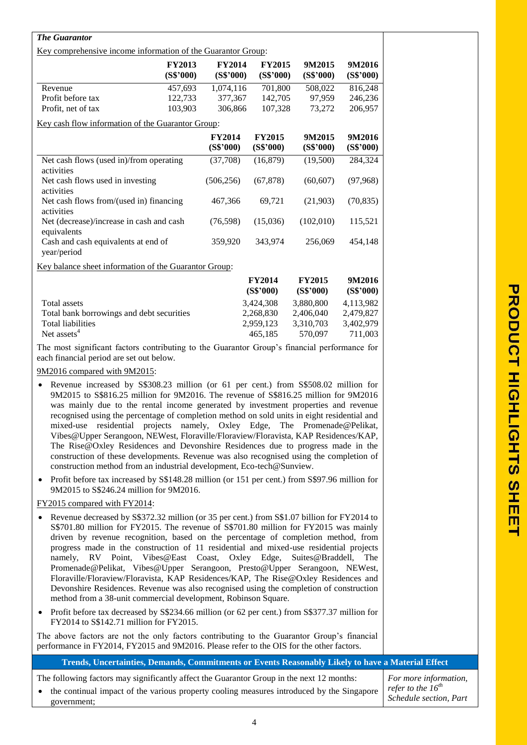***The Guarantor***

Key comprehensive income information of the Guarantor Group:

| | FY2013 (S$'000) | FY2014 (S$'000) | FY2015 (S$'000) | 9M2015 (S$'000) | 9M2016 (S$'000) |
|---|---|---|---|---|---|
| Revenue | 457,693 | 1,074,116 | 701,800 | 508,022 | 816,248 |
| Profit before tax | 122,733 | 377,367 | 142,705 | 97,959 | 246,236 |
| Profit, net of tax | 103,903 | 306,866 | 107,328 | 73,272 | 206,957 |

Key cash flow information of the Guarantor Group:

| | FY2014 (S$'000) | FY2015 (S$'000) | 9M2015 (S$'000) | 9M2016 (S$'000) |
|---|---|---|---|---|
| Net cash flows (used in)/from operating activities | (37,708) | (16,879) | (19,500) | 284,324 |
| Net cash flows used in investing activities | (506,256) | (67,878) | (60,607) | (97,968) |
| Net cash flows from/(used in) financing activities | 467,366 | 69,721 | (21,903) | (70,835) |
| Net (decrease)/increase in cash and cash equivalents | (76,598) | (15,036) | (102,010) | 115,521 |
| Cash and cash equivalents at end of year/period | 359,920 | 343,974 | 256,069 | 454,148 |

Key balance sheet information of the Guarantor Group:

| | FY2014 (S$'000) | FY2015 (S$'000) | 9M2016 (S$'000) |
|---|---|---|---|
| Total assets | 3,424,308 | 3,880,800 | 4,113,982 |
| Total bank borrowings and debt securities | 2,268,830 | 2,406,040 | 2,479,827 |
| Total liabilities | 2,959,123 | 3,310,703 | 3,402,979 |
| Net assets[4] | 465,185 | 570,097 | 711,003 |

The most significant factors contributing to the Guarantor Group's financial performance for each financial period are set out below.

9M2016 compared with 9M2015:

- Revenue increased by S$308.23 million (or 61 per cent.) from S$508.02 million for 9M2015 to S$816.25 million for 9M2016. The revenue of S$816.25 million for 9M2016 was mainly due to the rental income generated by investment properties and revenue recognised using the percentage of completion method on sold units in eight residential and mixed-use residential projects namely, Oxley Edge, The Promenade@Pelikat, Vibes@Upper Serangoon, NEWest, Floraville/Floraview/Floravista, KAP Residences/KAP, The Rise@Oxley Residences and Devonshire Residences due to progress made in the construction of these developments. Revenue was also recognised using the completion of construction method from an industrial development, Eco-tech@Sunview.
- Profit before tax increased by S$148.28 million (or 151 per cent.) from S$97.96 million for 9M2015 to S$246.24 million for 9M2016.

FY2015 compared with FY2014:

- Revenue decreased by S$372.32 million (or 35 per cent.) from S$1.07 billion for FY2014 to S$701.80 million for FY2015. The revenue of S$701.80 million for FY2015 was mainly driven by revenue recognition, based on the percentage of completion method, from progress made in the construction of 11 residential and mixed-use residential projects namely, RV Point, Vibes@East Coast, Oxley Edge, Suites@Braddell, The Promenade@Pelikat, Vibes@Upper Serangoon, Presto@Upper Serangoon, NEWest, Floraville/Floraview/Floravista, KAP Residences/KAP, The Rise@Oxley Residences and Devonshire Residences. Revenue was also recognised using the completion of construction method from a 38-unit commercial development, Robinson Square.
- Profit before tax decreased by S$234.66 million (or 62 per cent.) from S$377.37 million for FY2014 to S$142.71 million for FY2015.

The above factors are not the only factors contributing to the Guarantor Group's financial performance in FY2014, FY2015 and 9M2016. Please refer to the OIS for the other factors.

**Trends, Uncertainties, Demands, Commitments or Events Reasonably Likely to have a Material Effect**

The following factors may significantly affect the Guarantor Group in the next 12 months:

- the continual impact of the various property cooling measures introduced by the Singapore government;

*For more information, refer to the 16th Schedule section, Part*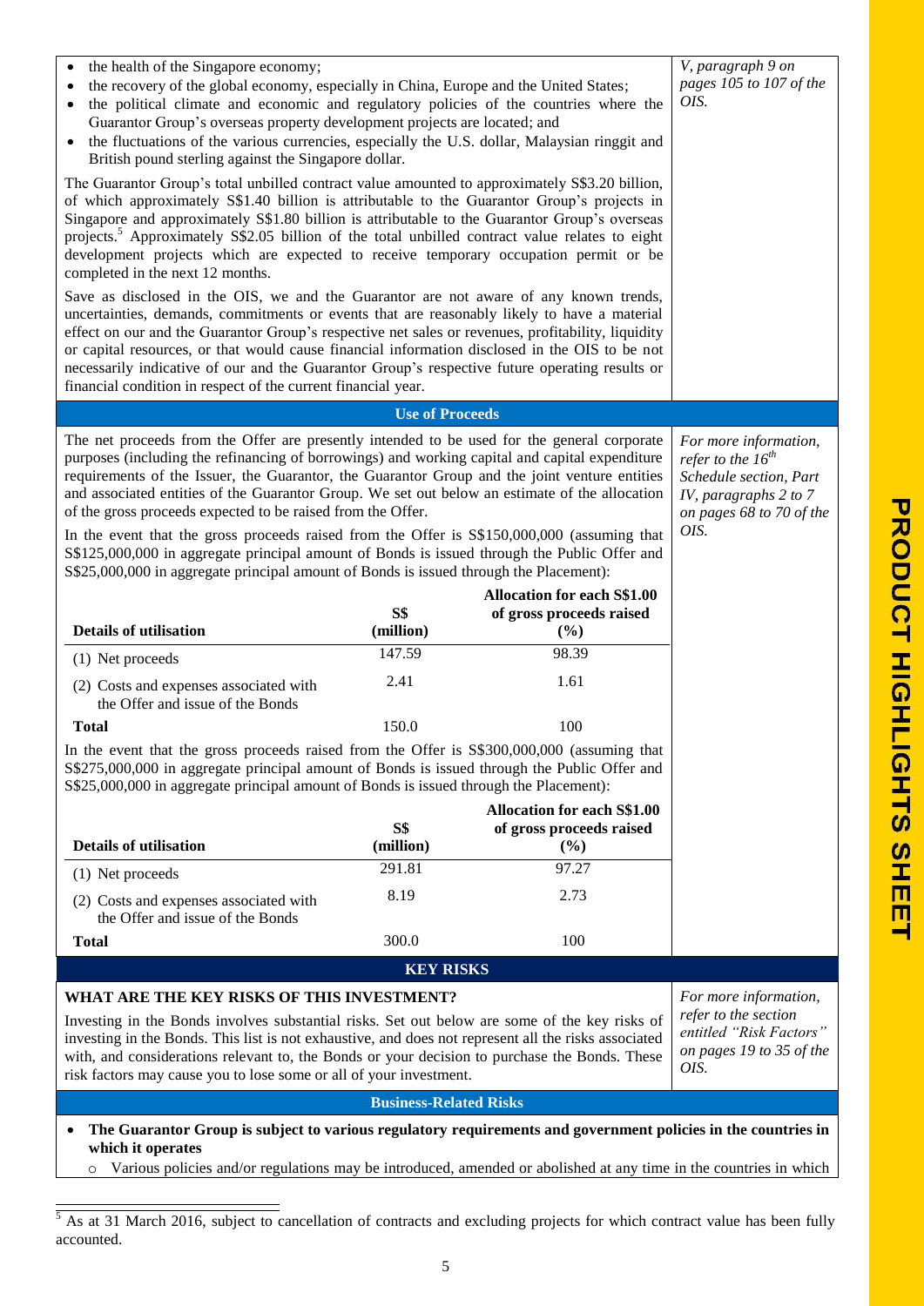- the health of the Singapore economy;
- the recovery of the global economy, especially in China, Europe and the United States;
- the political climate and economic and regulatory policies of the countries where the Guarantor Group's overseas property development projects are located; and
- the fluctuations of the various currencies, especially the U.S. dollar, Malaysian ringgit and British pound sterling against the Singapore dollar.

*V, paragraph 9 on pages 105 to 107 of the OIS.*

The Guarantor Group's total unbilled contract value amounted to approximately S$3.20 billion, of which approximately S$1.40 billion is attributable to the Guarantor Group's projects in Singapore and approximately S$1.80 billion is attributable to the Guarantor Group's overseas projects.[5] Approximately S$2.05 billion of the total unbilled contract value relates to eight development projects which are expected to receive temporary occupation permit or be completed in the next 12 months.

Save as disclosed in the OIS, we and the Guarantor are not aware of any known trends, uncertainties, demands, commitments or events that are reasonably likely to have a material effect on our and the Guarantor Group's respective net sales or revenues, profitability, liquidity or capital resources, or that would cause financial information disclosed in the OIS to be not necessarily indicative of our and the Guarantor Group's respective future operating results or financial condition in respect of the current financial year.

## Use of Proceeds

The net proceeds from the Offer are presently intended to be used for the general corporate purposes (including the refinancing of borrowings) and working capital and capital expenditure requirements of the Issuer, the Guarantor, the Guarantor Group and the joint venture entities and associated entities of the Guarantor Group. We set out below an estimate of the allocation of the gross proceeds expected to be raised from the Offer.

*For more information, refer to the 16th Schedule section, Part IV, paragraphs 2 to 7 on pages 68 to 70 of the OIS.*

In the event that the gross proceeds raised from the Offer is S$150,000,000 (assuming that S$125,000,000 in aggregate principal amount of Bonds is issued through the Public Offer and S$25,000,000 in aggregate principal amount of Bonds is issued through the Placement):

| Details of utilisation | S$ (million) | Allocation for each S$1.00 of gross proceeds raised (%) |
|---|---|---|
| (1) Net proceeds | 147.59 | 98.39 |
| (2) Costs and expenses associated with the Offer and issue of the Bonds | 2.41 | 1.61 |
| **Total** | 150.0 | 100 |

In the event that the gross proceeds raised from the Offer is S$300,000,000 (assuming that S$275,000,000 in aggregate principal amount of Bonds is issued through the Public Offer and S$25,000,000 in aggregate principal amount of Bonds is issued through the Placement):

| Details of utilisation | S$ (million) | Allocation for each S$1.00 of gross proceeds raised (%) |
|---|---|---|
| (1) Net proceeds | 291.81 | 97.27 |
| (2) Costs and expenses associated with the Offer and issue of the Bonds | 8.19 | 2.73 |
| **Total** | 300.0 | 100 |

## KEY RISKS

### WHAT ARE THE KEY RISKS OF THIS INVESTMENT?

Investing in the Bonds involves substantial risks. Set out below are some of the key risks of investing in the Bonds. This list is not exhaustive, and does not represent all the risks associated with, and considerations relevant to, the Bonds or your decision to purchase the Bonds. These risk factors may cause you to lose some or all of your investment.

*For more information, refer to the section entitled "Risk Factors" on pages 19 to 35 of the OIS.*

### Business-Related Risks

- **The Guarantor Group is subject to various regulatory requirements and government policies in the countries in which it operates**
  - Various policies and/or regulations may be introduced, amended or abolished at any time in the countries in which

[5] As at 31 March 2016, subject to cancellation of contracts and excluding projects for which contract value has been fully accounted.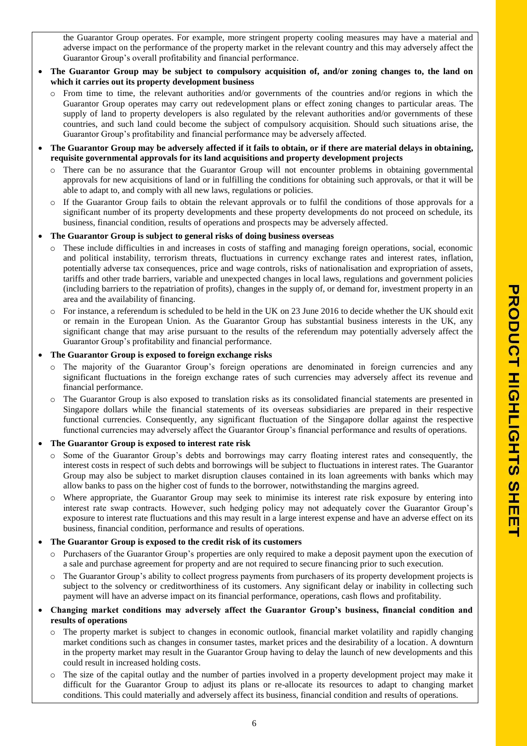the Guarantor Group operates. For example, more stringent property cooling measures may have a material and adverse impact on the performance of the property market in the relevant country and this may adversely affect the Guarantor Group's overall profitability and financial performance.

- **The Guarantor Group may be subject to compulsory acquisition of, and/or zoning changes to, the land on which it carries out its property development business**
  - From time to time, the relevant authorities and/or governments of the countries and/or regions in which the Guarantor Group operates may carry out redevelopment plans or effect zoning changes to particular areas. The supply of land to property developers is also regulated by the relevant authorities and/or governments of these countries, and such land could become the subject of compulsory acquisition. Should such situations arise, the Guarantor Group's profitability and financial performance may be adversely affected.

- **The Guarantor Group may be adversely affected if it fails to obtain, or if there are material delays in obtaining, requisite governmental approvals for its land acquisitions and property development projects**
  - There can be no assurance that the Guarantor Group will not encounter problems in obtaining governmental approvals for new acquisitions of land or in fulfilling the conditions for obtaining such approvals, or that it will be able to adapt to, and comply with all new laws, regulations or policies.
  - If the Guarantor Group fails to obtain the relevant approvals or to fulfil the conditions of those approvals for a significant number of its property developments and these property developments do not proceed on schedule, its business, financial condition, results of operations and prospects may be adversely affected.

- **The Guarantor Group is subject to general risks of doing business overseas**
  - These include difficulties in and increases in costs of staffing and managing foreign operations, social, economic and political instability, terrorism threats, fluctuations in currency exchange rates and interest rates, inflation, potentially adverse tax consequences, price and wage controls, risks of nationalisation and expropriation of assets, tariffs and other trade barriers, variable and unexpected changes in local laws, regulations and government policies (including barriers to the repatriation of profits), changes in the supply of, or demand for, investment property in an area and the availability of financing.
  - For instance, a referendum is scheduled to be held in the UK on 23 June 2016 to decide whether the UK should exit or remain in the European Union. As the Guarantor Group has substantial business interests in the UK, any significant change that may arise pursuant to the results of the referendum may potentially adversely affect the Guarantor Group's profitability and financial performance.

- **The Guarantor Group is exposed to foreign exchange risks**
  - The majority of the Guarantor Group's foreign operations are denominated in foreign currencies and any significant fluctuations in the foreign exchange rates of such currencies may adversely affect its revenue and financial performance.
  - The Guarantor Group is also exposed to translation risks as its consolidated financial statements are presented in Singapore dollars while the financial statements of its overseas subsidiaries are prepared in their respective functional currencies. Consequently, any significant fluctuation of the Singapore dollar against the respective functional currencies may adversely affect the Guarantor Group's financial performance and results of operations.

- **The Guarantor Group is exposed to interest rate risk**
  - Some of the Guarantor Group's debts and borrowings may carry floating interest rates and consequently, the interest costs in respect of such debts and borrowings will be subject to fluctuations in interest rates. The Guarantor Group may also be subject to market disruption clauses contained in its loan agreements with banks which may allow banks to pass on the higher cost of funds to the borrower, notwithstanding the margins agreed.
  - Where appropriate, the Guarantor Group may seek to minimise its interest rate risk exposure by entering into interest rate swap contracts. However, such hedging policy may not adequately cover the Guarantor Group's exposure to interest rate fluctuations and this may result in a large interest expense and have an adverse effect on its business, financial condition, performance and results of operations.

- **The Guarantor Group is exposed to the credit risk of its customers**
  - Purchasers of the Guarantor Group's properties are only required to make a deposit payment upon the execution of a sale and purchase agreement for property and are not required to secure financing prior to such execution.
  - The Guarantor Group's ability to collect progress payments from purchasers of its property development projects is subject to the solvency or creditworthiness of its customers. Any significant delay or inability in collecting such payment will have an adverse impact on its financial performance, operations, cash flows and profitability.

- **Changing market conditions may adversely affect the Guarantor Group's business, financial condition and results of operations**
  - The property market is subject to changes in economic outlook, financial market volatility and rapidly changing market conditions such as changes in consumer tastes, market prices and the desirability of a location. A downturn in the property market may result in the Guarantor Group having to delay the launch of new developments and this could result in increased holding costs.
  - The size of the capital outlay and the number of parties involved in a property development project may make it difficult for the Guarantor Group to adjust its plans or re-allocate its resources to adapt to changing market conditions. This could materially and adversely affect its business, financial condition and results of operations.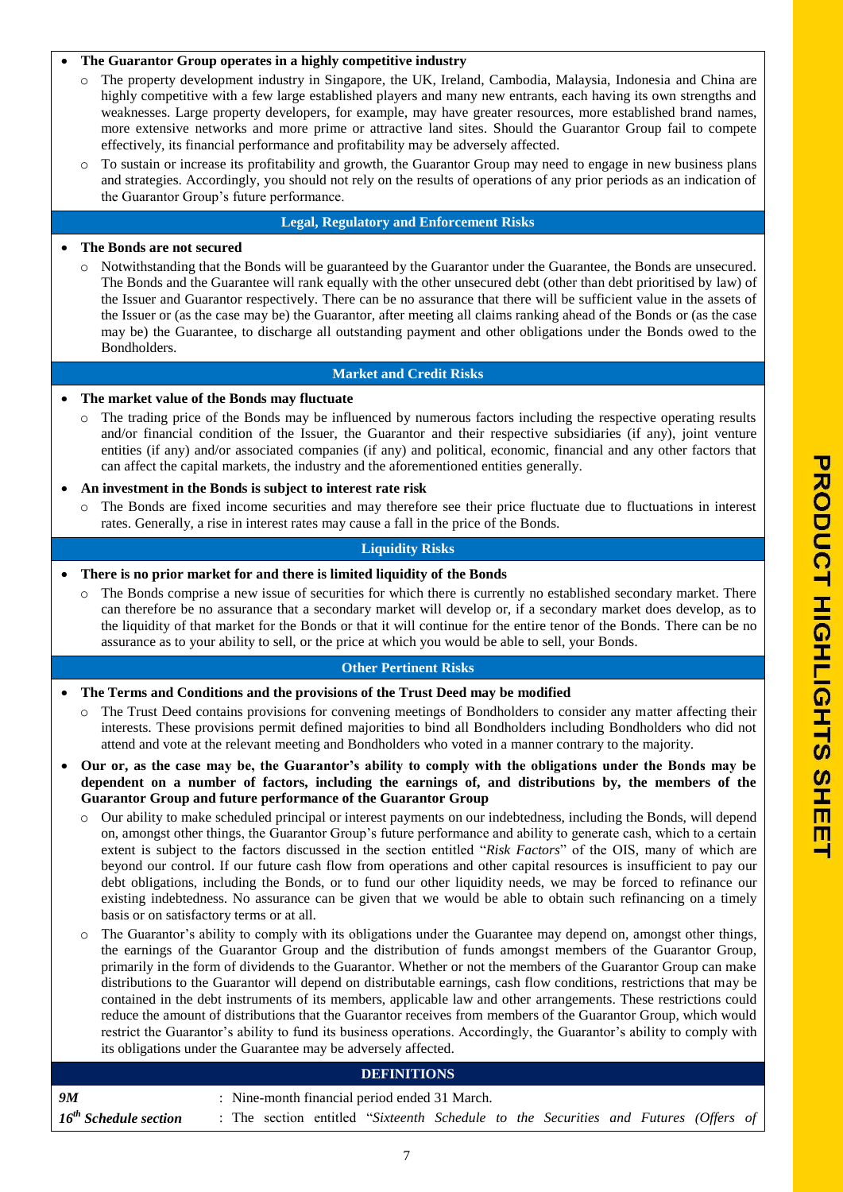- **The Guarantor Group operates in a highly competitive industry**
  - The property development industry in Singapore, the UK, Ireland, Cambodia, Malaysia, Indonesia and China are highly competitive with a few large established players and many new entrants, each having its own strengths and weaknesses. Large property developers, for example, may have greater resources, more established brand names, more extensive networks and more prime or attractive land sites. Should the Guarantor Group fail to compete effectively, its financial performance and profitability may be adversely affected.
  - To sustain or increase its profitability and growth, the Guarantor Group may need to engage in new business plans and strategies. Accordingly, you should not rely on the results of operations of any prior periods as an indication of the Guarantor Group's future performance.

### Legal, Regulatory and Enforcement Risks

- **The Bonds are not secured**
  - Notwithstanding that the Bonds will be guaranteed by the Guarantor under the Guarantee, the Bonds are unsecured. The Bonds and the Guarantee will rank equally with the other unsecured debt (other than debt prioritised by law) of the Issuer and Guarantor respectively. There can be no assurance that there will be sufficient value in the assets of the Issuer or (as the case may be) the Guarantor, after meeting all claims ranking ahead of the Bonds or (as the case may be) the Guarantee, to discharge all outstanding payment and other obligations under the Bonds owed to the Bondholders.

### Market and Credit Risks

- **The market value of the Bonds may fluctuate**
  - The trading price of the Bonds may be influenced by numerous factors including the respective operating results and/or financial condition of the Issuer, the Guarantor and their respective subsidiaries (if any), joint venture entities (if any) and/or associated companies (if any) and political, economic, financial and any other factors that can affect the capital markets, the industry and the aforementioned entities generally.
- **An investment in the Bonds is subject to interest rate risk**
  - The Bonds are fixed income securities and may therefore see their price fluctuate due to fluctuations in interest rates. Generally, a rise in interest rates may cause a fall in the price of the Bonds.

### Liquidity Risks

- **There is no prior market for and there is limited liquidity of the Bonds**
  - The Bonds comprise a new issue of securities for which there is currently no established secondary market. There can therefore be no assurance that a secondary market will develop or, if a secondary market does develop, as to the liquidity of that market for the Bonds or that it will continue for the entire tenor of the Bonds. There can be no assurance as to your ability to sell, or the price at which you would be able to sell, your Bonds.

### Other Pertinent Risks

- **The Terms and Conditions and the provisions of the Trust Deed may be modified**
  - The Trust Deed contains provisions for convening meetings of Bondholders to consider any matter affecting their interests. These provisions permit defined majorities to bind all Bondholders including Bondholders who did not attend and vote at the relevant meeting and Bondholders who voted in a manner contrary to the majority.
- **Our or, as the case may be, the Guarantor's ability to comply with the obligations under the Bonds may be dependent on a number of factors, including the earnings of, and distributions by, the members of the Guarantor Group and future performance of the Guarantor Group**
  - Our ability to make scheduled principal or interest payments on our indebtedness, including the Bonds, will depend on, amongst other things, the Guarantor Group's future performance and ability to generate cash, which to a certain extent is subject to the factors discussed in the section entitled "*Risk Factors*" of the OIS, many of which are beyond our control. If our future cash flow from operations and other capital resources is insufficient to pay our debt obligations, including the Bonds, or to fund our other liquidity needs, we may be forced to refinance our existing indebtedness. No assurance can be given that we would be able to obtain such refinancing on a timely basis or on satisfactory terms or at all.
  - The Guarantor's ability to comply with its obligations under the Guarantee may depend on, amongst other things, the earnings of the Guarantor Group and the distribution of funds amongst members of the Guarantor Group, primarily in the form of dividends to the Guarantor. Whether or not the members of the Guarantor Group can make distributions to the Guarantor will depend on distributable earnings, cash flow conditions, restrictions that may be contained in the debt instruments of its members, applicable law and other arrangements. These restrictions could reduce the amount of distributions that the Guarantor receives from members of the Guarantor Group, which would restrict the Guarantor's ability to fund its business operations. Accordingly, the Guarantor's ability to comply with its obligations under the Guarantee may be adversely affected.

### DEFINITIONS

| | |
|---|---|
| ***9M*** | : Nine-month financial period ended 31 March. |
| ***16th Schedule section*** | : The section entitled "*Sixteenth Schedule to the Securities and Futures (Offers of* |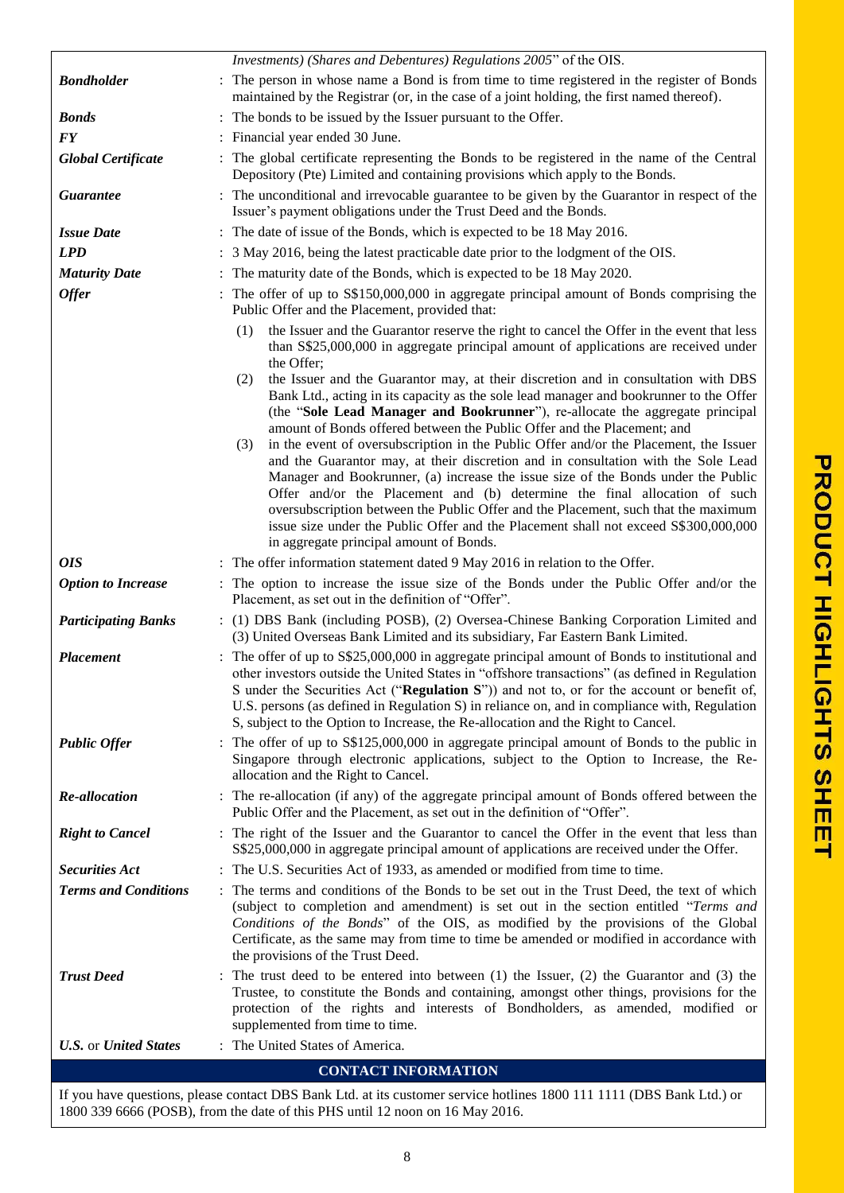| | |
|---|---|
| | Investments) (Shares and Debentures) Regulations 2005" of the OIS. |
| ***Bondholder*** | : The person in whose name a Bond is from time to time registered in the register of Bonds maintained by the Registrar (or, in the case of a joint holding, the first named thereof). |
| ***Bonds*** | : The bonds to be issued by the Issuer pursuant to the Offer. |
| ***FY*** | : Financial year ended 30 June. |
| ***Global Certificate*** | : The global certificate representing the Bonds to be registered in the name of the Central Depository (Pte) Limited and containing provisions which apply to the Bonds. |
| ***Guarantee*** | : The unconditional and irrevocable guarantee to be given by the Guarantor in respect of the Issuer's payment obligations under the Trust Deed and the Bonds. |
| ***Issue Date*** | : The date of issue of the Bonds, which is expected to be 18 May 2016. |
| ***LPD*** | : 3 May 2016, being the latest practicable date prior to the lodgment of the OIS. |
| ***Maturity Date*** | : The maturity date of the Bonds, which is expected to be 18 May 2020. |
| ***Offer*** | : The offer of up to S$150,000,000 in aggregate principal amount of Bonds comprising the Public Offer and the Placement, provided that: (1) the Issuer and the Guarantor reserve the right to cancel the Offer in the event that less than S$25,000,000 in aggregate principal amount of applications are received under the Offer; (2) the Issuer and the Guarantor may, at their discretion and in consultation with DBS Bank Ltd., acting in its capacity as the sole lead manager and bookrunner to the Offer (the "**Sole Lead Manager and Bookrunner**"), re-allocate the aggregate principal amount of Bonds offered between the Public Offer and the Placement; and (3) in the event of oversubscription in the Public Offer and/or the Placement, the Issuer and the Guarantor may, at their discretion and in consultation with the Sole Lead Manager and Bookrunner, (a) increase the issue size of the Bonds under the Public Offer and/or the Placement and (b) determine the final allocation of such oversubscription between the Public Offer and the Placement, such that the maximum issue size under the Public Offer and the Placement shall not exceed S$300,000,000 in aggregate principal amount of Bonds. |
| ***OIS*** | : The offer information statement dated 9 May 2016 in relation to the Offer. |
| ***Option to Increase*** | : The option to increase the issue size of the Bonds under the Public Offer and/or the Placement, as set out in the definition of "Offer". |
| ***Participating Banks*** | : (1) DBS Bank (including POSB), (2) Oversea-Chinese Banking Corporation Limited and (3) United Overseas Bank Limited and its subsidiary, Far Eastern Bank Limited. |
| ***Placement*** | : The offer of up to S$25,000,000 in aggregate principal amount of Bonds to institutional and other investors outside the United States in "offshore transactions" (as defined in Regulation S under the Securities Act ("**Regulation S**")) and not to, or for the account or benefit of, U.S. persons (as defined in Regulation S) in reliance on, and in compliance with, Regulation S, subject to the Option to Increase, the Re-allocation and the Right to Cancel. |
| ***Public Offer*** | : The offer of up to S$125,000,000 in aggregate principal amount of Bonds to the public in Singapore through electronic applications, subject to the Option to Increase, the Re-allocation and the Right to Cancel. |
| ***Re-allocation*** | : The re-allocation (if any) of the aggregate principal amount of Bonds offered between the Public Offer and the Placement, as set out in the definition of "Offer". |
| ***Right to Cancel*** | : The right of the Issuer and the Guarantor to cancel the Offer in the event that less than S$25,000,000 in aggregate principal amount of applications are received under the Offer. |
| ***Securities Act*** | : The U.S. Securities Act of 1933, as amended or modified from time to time. |
| ***Terms and Conditions*** | : The terms and conditions of the Bonds to be set out in the Trust Deed, the text of which (subject to completion and amendment) is set out in the section entitled "*Terms and Conditions of the Bonds*" of the OIS, as modified by the provisions of the Global Certificate, as the same may from time to time be amended or modified in accordance with the provisions of the Trust Deed. |
| ***Trust Deed*** | : The trust deed to be entered into between (1) the Issuer, (2) the Guarantor and (3) the Trustee, to constitute the Bonds and containing, amongst other things, provisions for the protection of the rights and interests of Bondholders, as amended, modified or supplemented from time to time. |
| ***U.S.*** or ***United States*** | : The United States of America. |

## CONTACT INFORMATION

If you have questions, please contact DBS Bank Ltd. at its customer service hotlines 1800 111 1111 (DBS Bank Ltd.) or 1800 339 6666 (POSB), from the date of this PHS until 12 noon on 16 May 2016.

PRODUCT HIGHLIGHTS SHEET